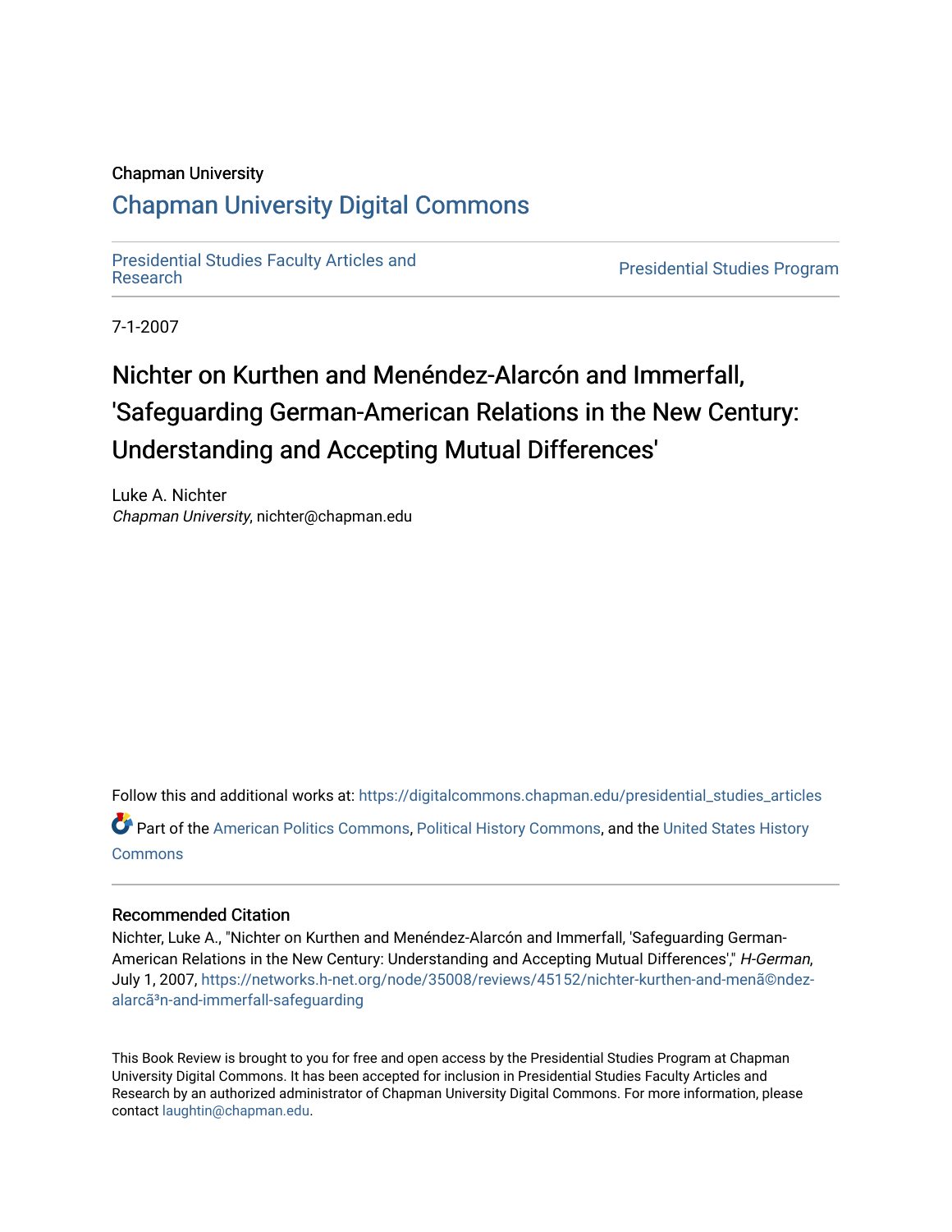Chapman University

# Chapman University Digital Commons

Presidential Studies Faculty Articles and Research | Presidential Studies Program

7-1-2007

# Nichter on Kurthen and Menéndez-Alarcón and Immerfall, 'Safeguarding German-American Relations in the New Century: Understanding and Accepting Mutual Differences'

Luke A. Nichter
*Chapman University*, nichter@chapman.edu

Follow this and additional works at: https://digitalcommons.chapman.edu/presidential_studies_articles

Part of the American Politics Commons, Political History Commons, and the United States History Commons

## Recommended Citation

Nichter, Luke A., "Nichter on Kurthen and Menéndez-Alarcón and Immerfall, 'Safeguarding German-American Relations in the New Century: Understanding and Accepting Mutual Differences'," *H-German*, July 1, 2007, https://networks.h-net.org/node/35008/reviews/45152/nichter-kurthen-and-menã©ndez-alarcã³n-and-immerfall-safeguarding

This Book Review is brought to you for free and open access by the Presidential Studies Program at Chapman University Digital Commons. It has been accepted for inclusion in Presidential Studies Faculty Articles and Research by an authorized administrator of Chapman University Digital Commons. For more information, please contact laughtin@chapman.edu.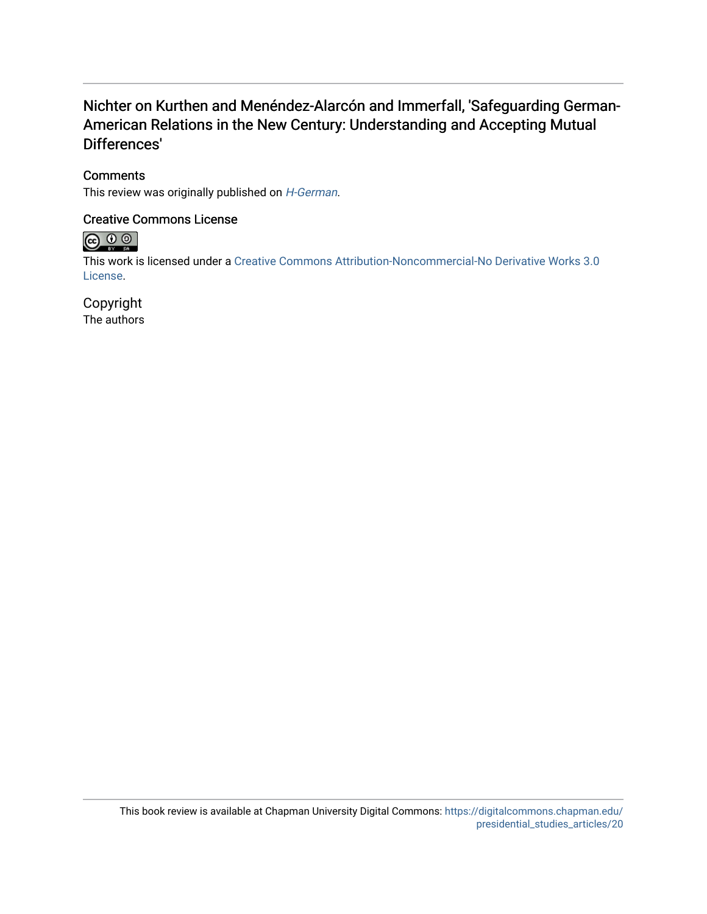# Nichter on Kurthen and Menéndez-Alarcón and Immerfall, 'Safeguarding German-American Relations in the New Century: Understanding and Accepting Mutual Differences'

## Comments

This review was originally published on *H-German*.

## Creative Commons License

This work is licensed under a Creative Commons Attribution-Noncommercial-No Derivative Works 3.0 License.

## Copyright

The authors

This book review is available at Chapman University Digital Commons: https://digitalcommons.chapman.edu/presidential_studies_articles/20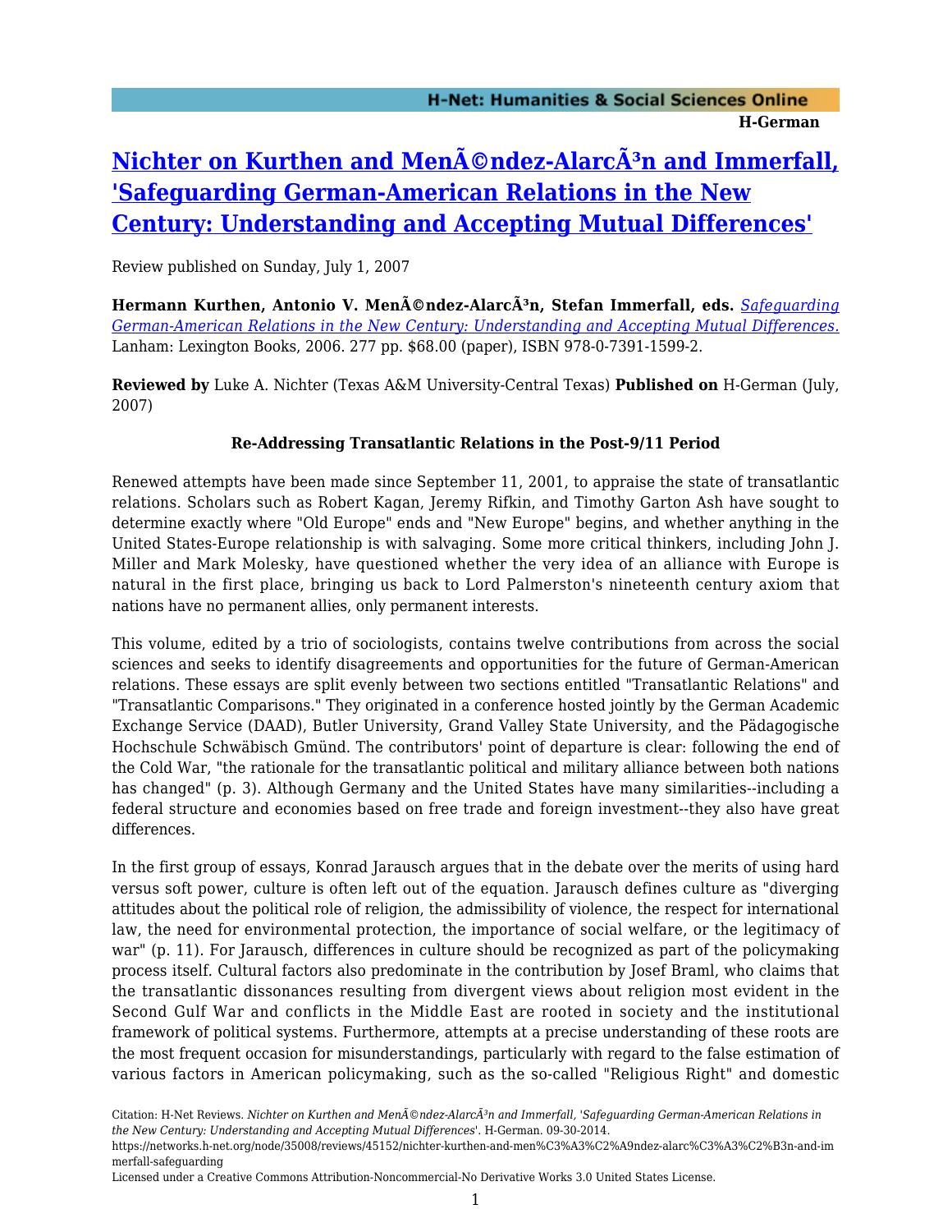# [Nichter on Kurthen and MenÃ©ndez-AlarcÃ³n and Immerfall, 'Safeguarding German-American Relations in the New Century: Understanding and Accepting Mutual Differences']()

Review published on Sunday, July 1, 2007

**Hermann Kurthen, Antonio V. MenÃ©ndez-AlarcÃ³n, Stefan Immerfall, eds.** *[Safeguarding German-American Relations in the New Century: Understanding and Accepting Mutual Differences.]()* Lanham: Lexington Books, 2006. 277 pp. $68.00 (paper), ISBN 978-0-7391-1599-2.

**Reviewed by** Luke A. Nichter (Texas A&M University-Central Texas) **Published on** H-German (July, 2007)

**Re-Addressing Transatlantic Relations in the Post-9/11 Period**

Renewed attempts have been made since September 11, 2001, to appraise the state of transatlantic relations. Scholars such as Robert Kagan, Jeremy Rifkin, and Timothy Garton Ash have sought to determine exactly where "Old Europe" ends and "New Europe" begins, and whether anything in the United States-Europe relationship is with salvaging. Some more critical thinkers, including John J. Miller and Mark Molesky, have questioned whether the very idea of an alliance with Europe is natural in the first place, bringing us back to Lord Palmerston's nineteenth century axiom that nations have no permanent allies, only permanent interests.

This volume, edited by a trio of sociologists, contains twelve contributions from across the social sciences and seeks to identify disagreements and opportunities for the future of German-American relations. These essays are split evenly between two sections entitled "Transatlantic Relations" and "Transatlantic Comparisons." They originated in a conference hosted jointly by the German Academic Exchange Service (DAAD), Butler University, Grand Valley State University, and the Pädagogische Hochschule Schwäbisch Gmünd. The contributors' point of departure is clear: following the end of the Cold War, "the rationale for the transatlantic political and military alliance between both nations has changed" (p. 3). Although Germany and the United States have many similarities--including a federal structure and economies based on free trade and foreign investment--they also have great differences.

In the first group of essays, Konrad Jarausch argues that in the debate over the merits of using hard versus soft power, culture is often left out of the equation. Jarausch defines culture as "diverging attitudes about the political role of religion, the admissibility of violence, the respect for international law, the need for environmental protection, the importance of social welfare, or the legitimacy of war" (p. 11). For Jarausch, differences in culture should be recognized as part of the policymaking process itself. Cultural factors also predominate in the contribution by Josef Braml, who claims that the transatlantic dissonances resulting from divergent views about religion most evident in the Second Gulf War and conflicts in the Middle East are rooted in society and the institutional framework of political systems. Furthermore, attempts at a precise understanding of these roots are the most frequent occasion for misunderstandings, particularly with regard to the false estimation of various factors in American policymaking, such as the so-called "Religious Right" and domestic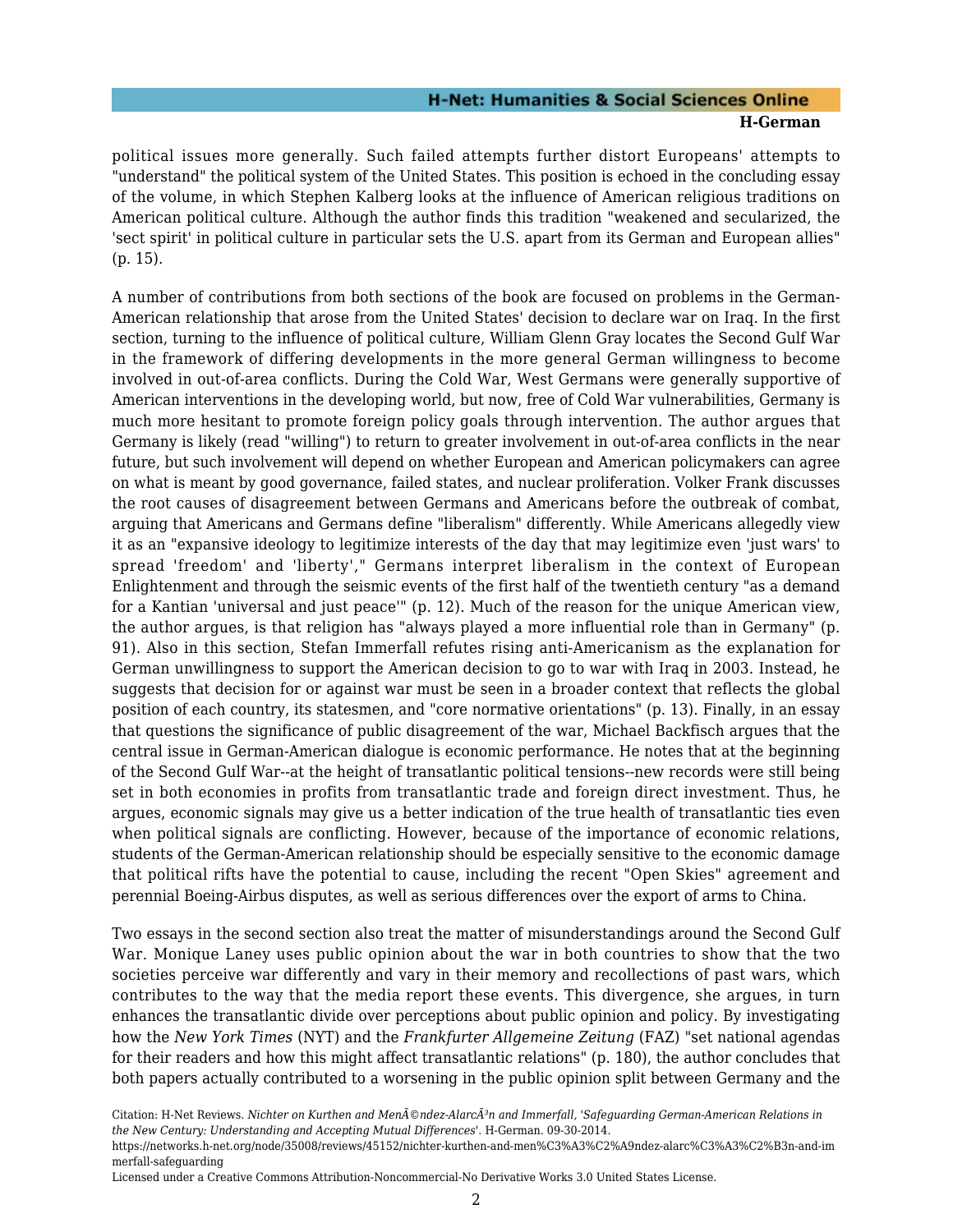political issues more generally. Such failed attempts further distort Europeans' attempts to "understand" the political system of the United States. This position is echoed in the concluding essay of the volume, in which Stephen Kalberg looks at the influence of American religious traditions on American political culture. Although the author finds this tradition "weakened and secularized, the 'sect spirit' in political culture in particular sets the U.S. apart from its German and European allies" (p. 15).

A number of contributions from both sections of the book are focused on problems in the German-American relationship that arose from the United States' decision to declare war on Iraq. In the first section, turning to the influence of political culture, William Glenn Gray locates the Second Gulf War in the framework of differing developments in the more general German willingness to become involved in out-of-area conflicts. During the Cold War, West Germans were generally supportive of American interventions in the developing world, but now, free of Cold War vulnerabilities, Germany is much more hesitant to promote foreign policy goals through intervention. The author argues that Germany is likely (read "willing") to return to greater involvement in out-of-area conflicts in the near future, but such involvement will depend on whether European and American policymakers can agree on what is meant by good governance, failed states, and nuclear proliferation. Volker Frank discusses the root causes of disagreement between Germans and Americans before the outbreak of combat, arguing that Americans and Germans define "liberalism" differently. While Americans allegedly view it as an "expansive ideology to legitimize interests of the day that may legitimize even 'just wars' to spread 'freedom' and 'liberty'," Germans interpret liberalism in the context of European Enlightenment and through the seismic events of the first half of the twentieth century "as a demand for a Kantian 'universal and just peace'" (p. 12). Much of the reason for the unique American view, the author argues, is that religion has "always played a more influential role than in Germany" (p. 91). Also in this section, Stefan Immerfall refutes rising anti-Americanism as the explanation for German unwillingness to support the American decision to go to war with Iraq in 2003. Instead, he suggests that decision for or against war must be seen in a broader context that reflects the global position of each country, its statesmen, and "core normative orientations" (p. 13). Finally, in an essay that questions the significance of public disagreement of the war, Michael Backfisch argues that the central issue in German-American dialogue is economic performance. He notes that at the beginning of the Second Gulf War--at the height of transatlantic political tensions--new records were still being set in both economies in profits from transatlantic trade and foreign direct investment. Thus, he argues, economic signals may give us a better indication of the true health of transatlantic ties even when political signals are conflicting. However, because of the importance of economic relations, students of the German-American relationship should be especially sensitive to the economic damage that political rifts have the potential to cause, including the recent "Open Skies" agreement and perennial Boeing-Airbus disputes, as well as serious differences over the export of arms to China.

Two essays in the second section also treat the matter of misunderstandings around the Second Gulf War. Monique Laney uses public opinion about the war in both countries to show that the two societies perceive war differently and vary in their memory and recollections of past wars, which contributes to the way that the media report these events. This divergence, she argues, in turn enhances the transatlantic divide over perceptions about public opinion and policy. By investigating how the *New York Times* (NYT) and the *Frankfurter Allgemeine Zeitung* (FAZ) "set national agendas for their readers and how this might affect transatlantic relations" (p. 180), the author concludes that both papers actually contributed to a worsening in the public opinion split between Germany and the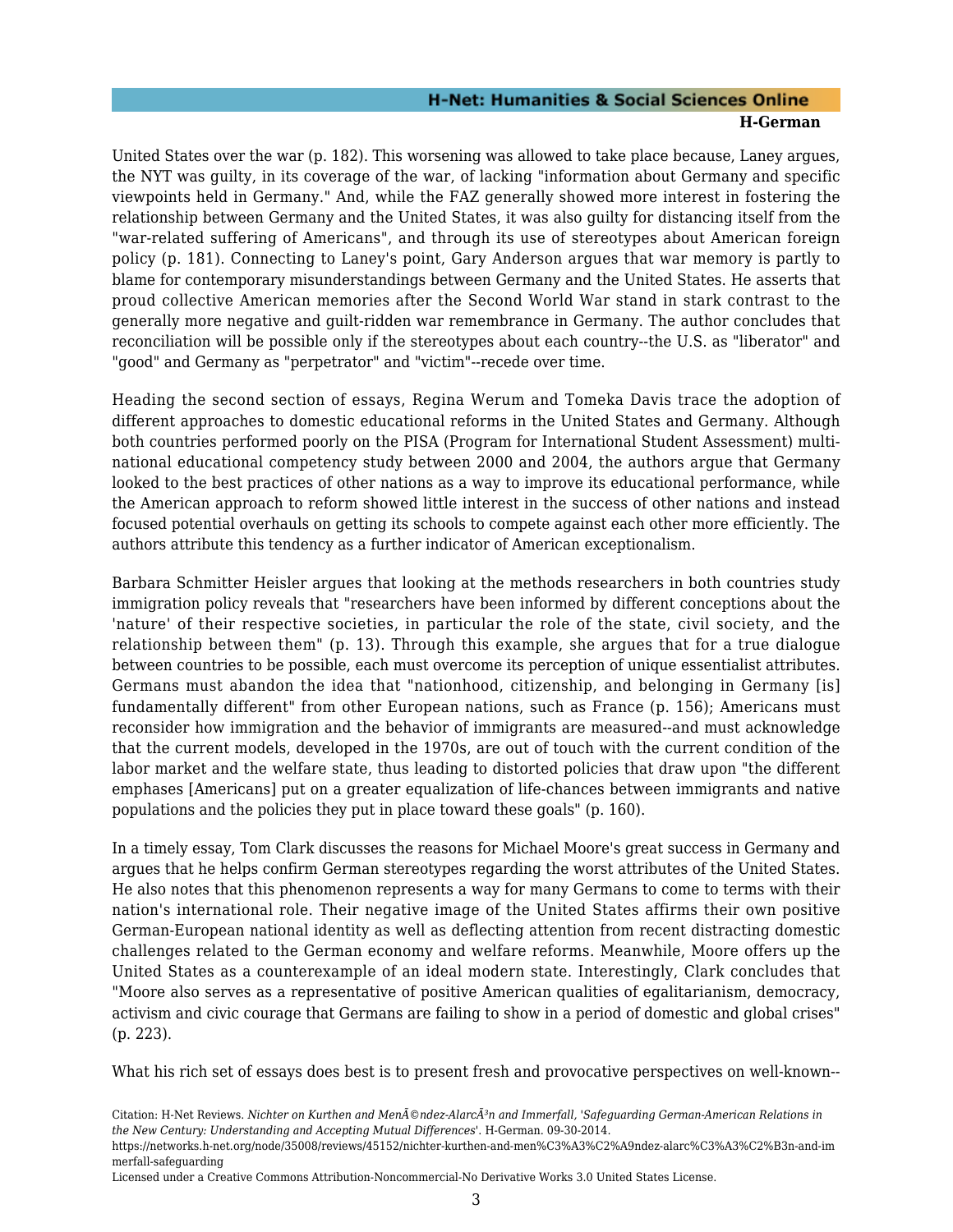United States over the war (p. 182). This worsening was allowed to take place because, Laney argues, the NYT was guilty, in its coverage of the war, of lacking "information about Germany and specific viewpoints held in Germany." And, while the FAZ generally showed more interest in fostering the relationship between Germany and the United States, it was also guilty for distancing itself from the "war-related suffering of Americans", and through its use of stereotypes about American foreign policy (p. 181). Connecting to Laney's point, Gary Anderson argues that war memory is partly to blame for contemporary misunderstandings between Germany and the United States. He asserts that proud collective American memories after the Second World War stand in stark contrast to the generally more negative and guilt-ridden war remembrance in Germany. The author concludes that reconciliation will be possible only if the stereotypes about each country--the U.S. as "liberator" and "good" and Germany as "perpetrator" and "victim"--recede over time.

Heading the second section of essays, Regina Werum and Tomeka Davis trace the adoption of different approaches to domestic educational reforms in the United States and Germany. Although both countries performed poorly on the PISA (Program for International Student Assessment) multi-national educational competency study between 2000 and 2004, the authors argue that Germany looked to the best practices of other nations as a way to improve its educational performance, while the American approach to reform showed little interest in the success of other nations and instead focused potential overhauls on getting its schools to compete against each other more efficiently. The authors attribute this tendency as a further indicator of American exceptionalism.

Barbara Schmitter Heisler argues that looking at the methods researchers in both countries study immigration policy reveals that "researchers have been informed by different conceptions about the 'nature' of their respective societies, in particular the role of the state, civil society, and the relationship between them" (p. 13). Through this example, she argues that for a true dialogue between countries to be possible, each must overcome its perception of unique essentialist attributes. Germans must abandon the idea that "nationhood, citizenship, and belonging in Germany [is] fundamentally different" from other European nations, such as France (p. 156); Americans must reconsider how immigration and the behavior of immigrants are measured--and must acknowledge that the current models, developed in the 1970s, are out of touch with the current condition of the labor market and the welfare state, thus leading to distorted policies that draw upon "the different emphases [Americans] put on a greater equalization of life-chances between immigrants and native populations and the policies they put in place toward these goals" (p. 160).

In a timely essay, Tom Clark discusses the reasons for Michael Moore's great success in Germany and argues that he helps confirm German stereotypes regarding the worst attributes of the United States. He also notes that this phenomenon represents a way for many Germans to come to terms with their nation's international role. Their negative image of the United States affirms their own positive German-European national identity as well as deflecting attention from recent distracting domestic challenges related to the German economy and welfare reforms. Meanwhile, Moore offers up the United States as a counterexample of an ideal modern state. Interestingly, Clark concludes that "Moore also serves as a representative of positive American qualities of egalitarianism, democracy, activism and civic courage that Germans are failing to show in a period of domestic and global crises" (p. 223).

What his rich set of essays does best is to present fresh and provocative perspectives on well-known--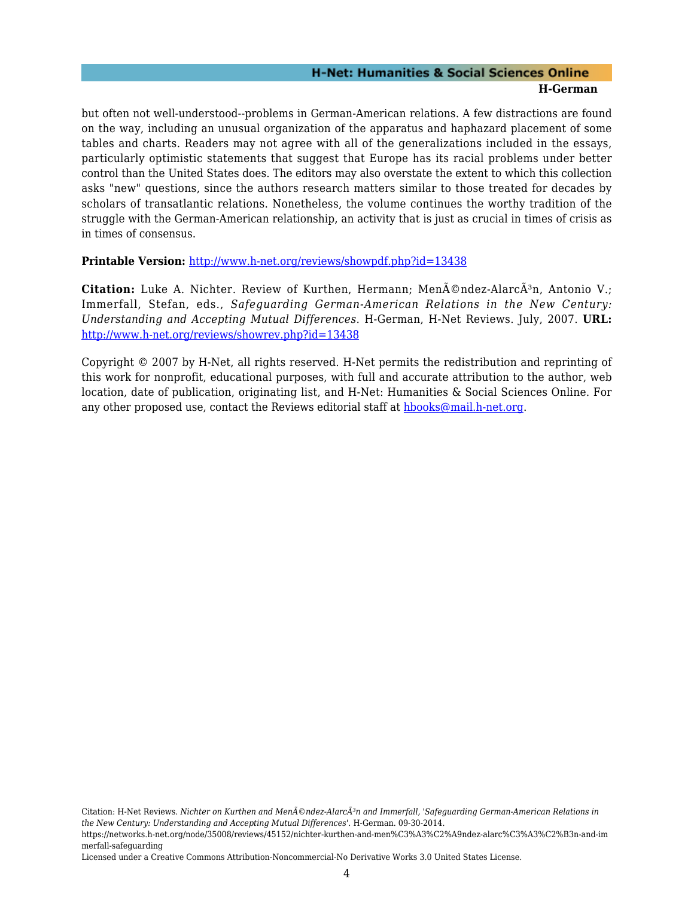but often not well-understood--problems in German-American relations. A few distractions are found on the way, including an unusual organization of the apparatus and haphazard placement of some tables and charts. Readers may not agree with all of the generalizations included in the essays, particularly optimistic statements that suggest that Europe has its racial problems under better control than the United States does. The editors may also overstate the extent to which this collection asks "new" questions, since the authors research matters similar to those treated for decades by scholars of transatlantic relations. Nonetheless, the volume continues the worthy tradition of the struggle with the German-American relationship, an activity that is just as crucial in times of crisis as in times of consensus.

**Printable Version:** http://www.h-net.org/reviews/showpdf.php?id=13438

**Citation:** Luke A. Nichter. Review of Kurthen, Hermann; MenÃ©ndez-AlarcÃ³n, Antonio V.; Immerfall, Stefan, eds., *Safeguarding German-American Relations in the New Century: Understanding and Accepting Mutual Differences*. H-German, H-Net Reviews. July, 2007. **URL:** http://www.h-net.org/reviews/showrev.php?id=13438

Copyright © 2007 by H-Net, all rights reserved. H-Net permits the redistribution and reprinting of this work for nonprofit, educational purposes, with full and accurate attribution to the author, web location, date of publication, originating list, and H-Net: Humanities & Social Sciences Online. For any other proposed use, contact the Reviews editorial staff at hbooks@mail.h-net.org.